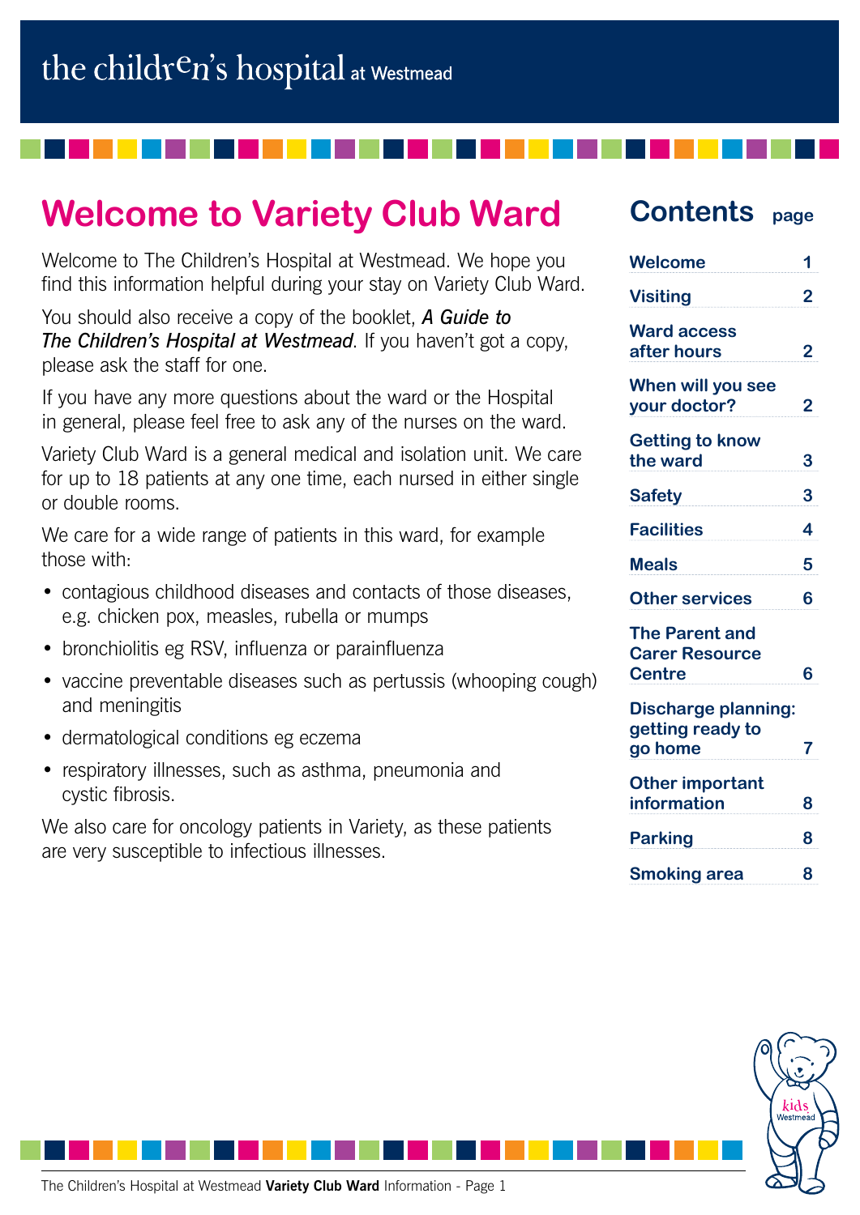the children's hospital at Westmead

# Welcome to Variety Club Ward

Welcome to The Children's Hospital at Westmead. We hope you find this information helpful during your stay on Variety Club Ward.

You should also receive a copy of the booklet, ***A Guide to The Children's Hospital at Westmead***. If you haven't got a copy, please ask the staff for one.

If you have any more questions about the ward or the Hospital in general, please feel free to ask any of the nurses on the ward.

Variety Club Ward is a general medical and isolation unit. We care for up to 18 patients at any one time, each nursed in either single or double rooms.

We care for a wide range of patients in this ward, for example those with:

- contagious childhood diseases and contacts of those diseases, e.g. chicken pox, measles, rubella or mumps
- bronchiolitis eg RSV, influenza or parainfluenza
- vaccine preventable diseases such as pertussis (whooping cough) and meningitis
- dermatological conditions eg eczema
- respiratory illnesses, such as asthma, pneumonia and cystic fibrosis.

We also care for oncology patients in Variety, as these patients are very susceptible to infectious illnesses.

## Contents

| Contents | page |
| --- | --- |
| Welcome | 1 |
| Visiting | 2 |
| Ward access after hours | 2 |
| When will you see your doctor? | 2 |
| Getting to know the ward | 3 |
| Safety | 3 |
| Facilities | 4 |
| Meals | 5 |
| Other services | 6 |
| The Parent and Carer Resource Centre | 6 |
| Discharge planning: getting ready to go home | 7 |
| Other important information | 8 |
| Parking | 8 |
| Smoking area | 8 |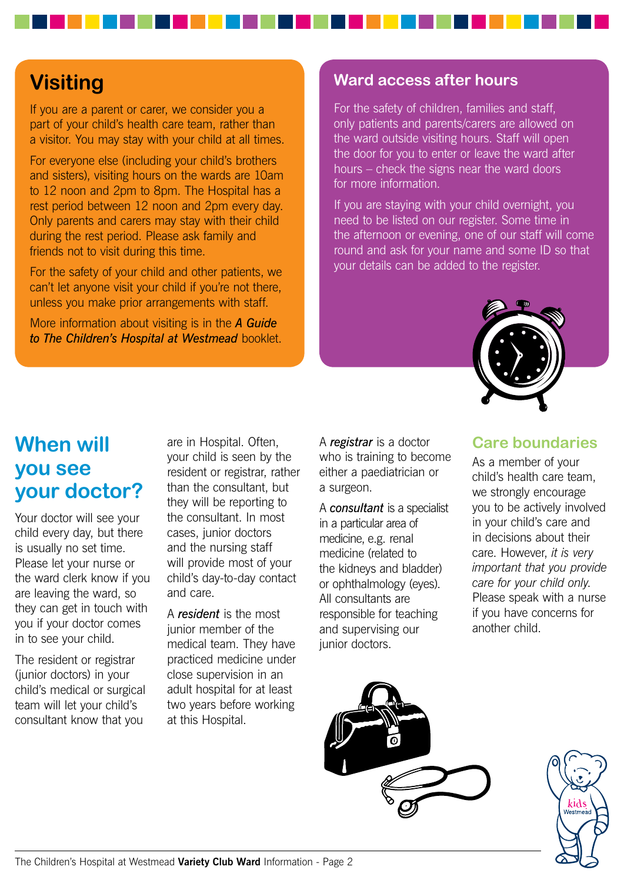## Visiting

If you are a parent or carer, we consider you a part of your child's health care team, rather than a visitor. You may stay with your child at all times.

For everyone else (including your child's brothers and sisters), visiting hours on the wards are 10am to 12 noon and 2pm to 8pm. The Hospital has a rest period between 12 noon and 2pm every day. Only parents and carers may stay with their child during the rest period. Please ask family and friends not to visit during this time.

For the safety of your child and other patients, we can't let anyone visit your child if you're not there, unless you make prior arrangements with staff.

More information about visiting is in the ***A Guide to The Children's Hospital at Westmead*** booklet.

### Ward access after hours

For the safety of children, families and staff, only patients and parents/carers are allowed on the ward outside visiting hours. Staff will open the door for you to enter or leave the ward after hours – check the signs near the ward doors for more information.

If you are staying with your child overnight, you need to be listed on our register. Some time in the afternoon or evening, one of our staff will come round and ask for your name and some ID so that your details can be added to the register.

## When will you see your doctor?

Your doctor will see your child every day, but there is usually no set time. Please let your nurse or the ward clerk know if you are leaving the ward, so they can get in touch with you if your doctor comes in to see your child.

The resident or registrar (junior doctors) in your child's medical or surgical team will let your child's consultant know that you are in Hospital. Often, your child is seen by the resident or registrar, rather than the consultant, but they will be reporting to the consultant. In most cases, junior doctors and the nursing staff will provide most of your child's day-to-day contact and care.

A ***resident*** is the most junior member of the medical team. They have practiced medicine under close supervision in an adult hospital for at least two years before working at this Hospital.

A ***registrar*** is a doctor who is training to become either a paediatrician or a surgeon.

A ***consultant*** is a specialist in a particular area of medicine, e.g. renal medicine (related to the kidneys and bladder) or ophthalmology (eyes). All consultants are responsible for teaching and supervising our junior doctors.

### Care boundaries

As a member of your child's health care team, we strongly encourage you to be actively involved in your child's care and in decisions about their care. However, *it is very important that you provide care for your child only.* Please speak with a nurse if you have concerns for another child.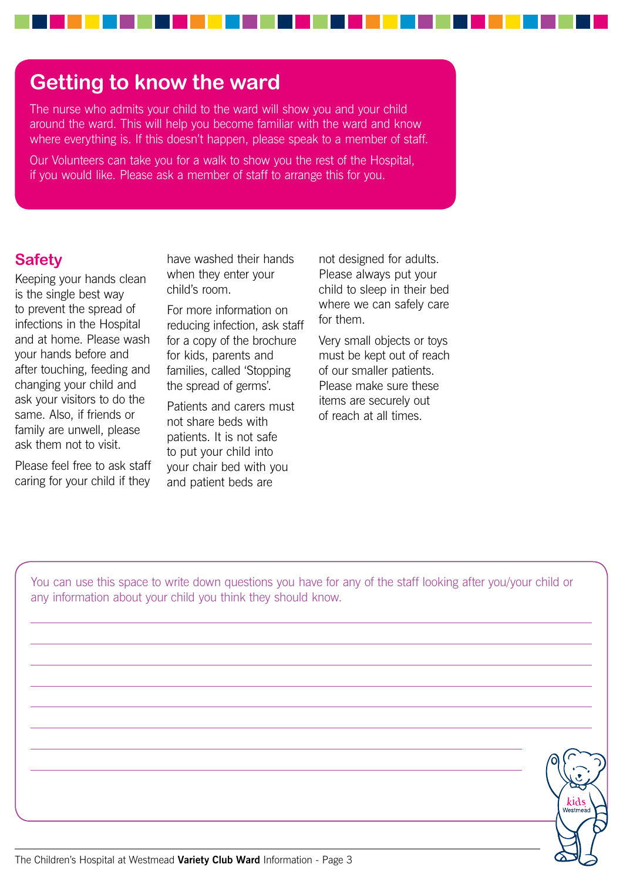## Getting to know the ward

The nurse who admits your child to the ward will show you and your child around the ward. This will help you become familiar with the ward and know where everything is. If this doesn't happen, please speak to a member of staff.

Our Volunteers can take you for a walk to show you the rest of the Hospital, if you would like. Please ask a member of staff to arrange this for you.

## Safety

Keeping your hands clean is the single best way to prevent the spread of infections in the Hospital and at home. Please wash your hands before and after touching, feeding and changing your child and ask your visitors to do the same. Also, if friends or family are unwell, please ask them not to visit.

Please feel free to ask staff caring for your child if they have washed their hands when they enter your child's room.

For more information on reducing infection, ask staff for a copy of the brochure for kids, parents and families, called 'Stopping the spread of germs'.

Patients and carers must not share beds with patients. It is not safe to put your child into your chair bed with you and patient beds are not designed for adults. Please always put your child to sleep in their bed where we can safely care for them.

Very small objects or toys must be kept out of reach of our smaller patients. Please make sure these items are securely out of reach at all times.

You can use this space to write down questions you have for any of the staff looking after you/your child or any information about your child you think they should know.

________________________________________________________________________________

________________________________________________________________________________

________________________________________________________________________________

________________________________________________________________________________

________________________________________________________________________________

________________________________________________________________________________

________________________________________________________________________________

________________________________________________________________________________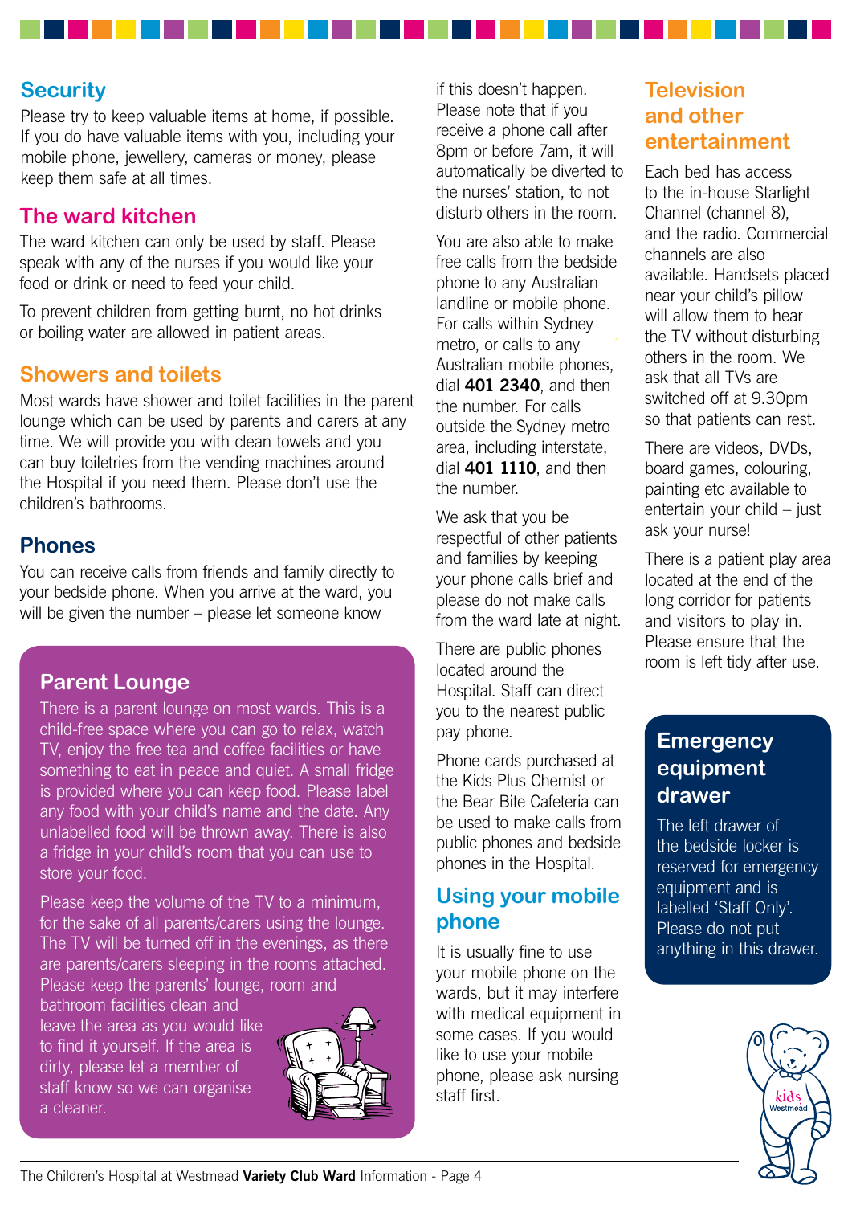## Security

Please try to keep valuable items at home, if possible. If you do have valuable items with you, including your mobile phone, jewellery, cameras or money, please keep them safe at all times.

## The ward kitchen

The ward kitchen can only be used by staff. Please speak with any of the nurses if you would like your food or drink or need to feed your child.

To prevent children from getting burnt, no hot drinks or boiling water are allowed in patient areas.

## Showers and toilets

Most wards have shower and toilet facilities in the parent lounge which can be used by parents and carers at any time. We will provide you with clean towels and you can buy toiletries from the vending machines around the Hospital if you need them. Please don't use the children's bathrooms.

## Phones

You can receive calls from friends and family directly to your bedside phone. When you arrive at the ward, you will be given the number – please let someone know if this doesn't happen. Please note that if you receive a phone call after 8pm or before 7am, it will automatically be diverted to the nurses' station, to not disturb others in the room.

You are also able to make free calls from the bedside phone to any Australian landline or mobile phone. For calls within Sydney metro, or calls to any Australian mobile phones, dial **401 2340**, and then the number. For calls outside the Sydney metro area, including interstate, dial **401 1110**, and then the number.

We ask that you be respectful of other patients and families by keeping your phone calls brief and please do not make calls from the ward late at night.

There are public phones located around the Hospital. Staff can direct you to the nearest public pay phone.

Phone cards purchased at the Kids Plus Chemist or the Bear Bite Cafeteria can be used to make calls from public phones and bedside phones in the Hospital.

## Parent Lounge

There is a parent lounge on most wards. This is a child-free space where you can go to relax, watch TV, enjoy the free tea and coffee facilities or have something to eat in peace and quiet. A small fridge is provided where you can keep food. Please label any food with your child's name and the date. Any unlabelled food will be thrown away. There is also a fridge in your child's room that you can use to store your food.

Please keep the volume of the TV to a minimum, for the sake of all parents/carers using the lounge. The TV will be turned off in the evenings, as there are parents/carers sleeping in the rooms attached. Please keep the parents' lounge, room and bathroom facilities clean and leave the area as you would like to find it yourself. If the area is dirty, please let a member of staff know so we can organise a cleaner.

## Using your mobile phone

It is usually fine to use your mobile phone on the wards, but it may interfere with medical equipment in some cases. If you would like to use your mobile phone, please ask nursing staff first.

## Television and other entertainment

Each bed has access to the in-house Starlight Channel (channel 8), and the radio. Commercial channels are also available. Handsets placed near your child's pillow will allow them to hear the TV without disturbing others in the room. We ask that all TVs are switched off at 9.30pm so that patients can rest.

There are videos, DVDs, board games, colouring, painting etc available to entertain your child – just ask your nurse!

There is a patient play area located at the end of the long corridor for patients and visitors to play in. Please ensure that the room is left tidy after use.

## Emergency equipment drawer

The left drawer of the bedside locker is reserved for emergency equipment and is labelled 'Staff Only'. Please do not put anything in this drawer.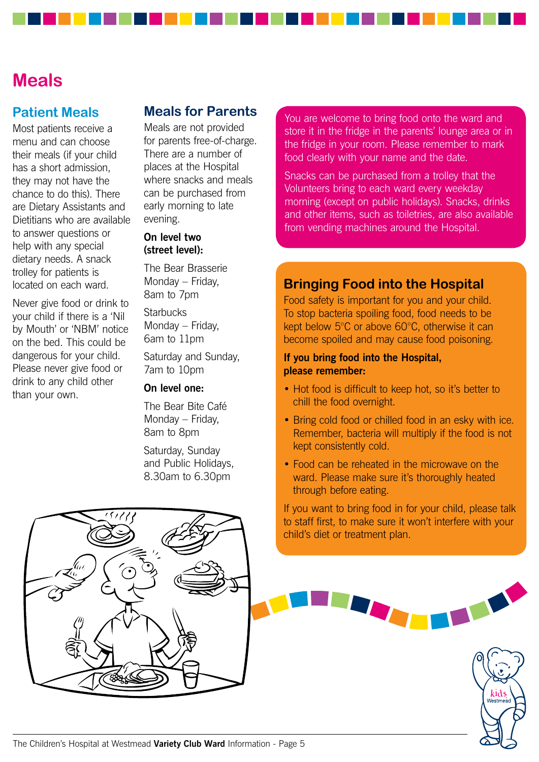# Meals

## Patient Meals

Most patients receive a menu and can choose their meals (if your child has a short admission, they may not have the chance to do this). There are Dietary Assistants and Dietitians who are available to answer questions or help with any special dietary needs. A snack trolley for patients is located on each ward.

Never give food or drink to your child if there is a 'Nil by Mouth' or 'NBM' notice on the bed. This could be dangerous for your child. Please never give food or drink to any child other than your own.

## Meals for Parents

Meals are not provided for parents free-of-charge. There are a number of places at the Hospital where snacks and meals can be purchased from early morning to late evening.

**On level two (street level):**

The Bear Brasserie
Monday – Friday,
8am to 7pm

Starbucks
Monday – Friday,
6am to 11pm

Saturday and Sunday,
7am to 10pm

**On level one:**

The Bear Bite Café
Monday – Friday,
8am to 8pm

Saturday, Sunday and Public Holidays,
8.30am to 6.30pm

You are welcome to bring food onto the ward and store it in the fridge in the parents' lounge area or in the fridge in your room. Please remember to mark food clearly with your name and the date.

Snacks can be purchased from a trolley that the Volunteers bring to each ward every weekday morning (except on public holidays). Snacks, drinks and other items, such as toiletries, are also available from vending machines around the Hospital.

## Bringing Food into the Hospital

Food safety is important for you and your child. To stop bacteria spoiling food, food needs to be kept below 5°C or above 60°C, otherwise it can become spoiled and may cause food poisoning.

**If you bring food into the Hospital, please remember:**

- Hot food is difficult to keep hot, so it's better to chill the food overnight.
- Bring cold food or chilled food in an esky with ice. Remember, bacteria will multiply if the food is not kept consistently cold.
- Food can be reheated in the microwave on the ward. Please make sure it's thoroughly heated through before eating.

If you want to bring food in for your child, please talk to staff first, to make sure it won't interfere with your child's diet or treatment plan.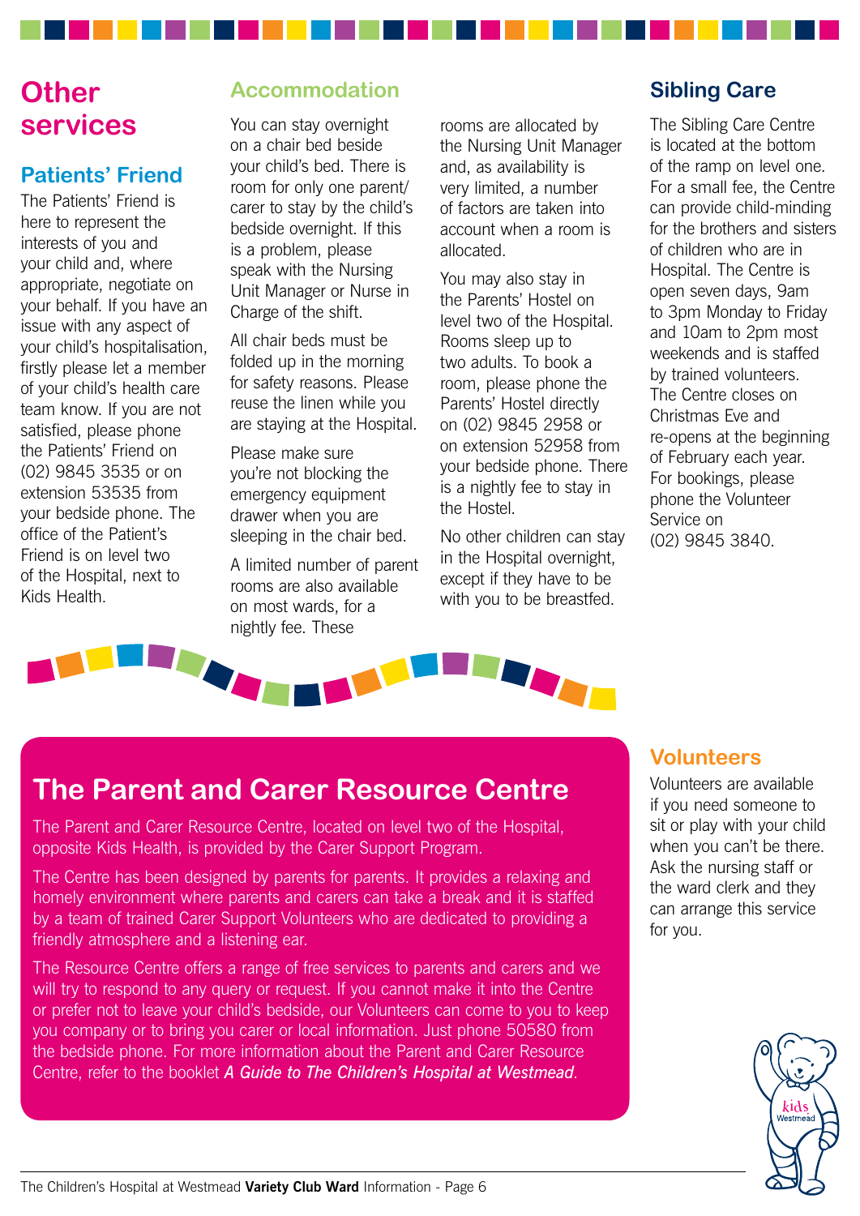# Other services

## Patients' Friend

The Patients' Friend is here to represent the interests of you and your child and, where appropriate, negotiate on your behalf. If you have an issue with any aspect of your child's hospitalisation, firstly please let a member of your child's health care team know. If you are not satisfied, please phone the Patients' Friend on (02) 9845 3535 or on extension 53535 from your bedside phone. The office of the Patient's Friend is on level two of the Hospital, next to Kids Health.

## Accommodation

You can stay overnight on a chair bed beside your child's bed. There is room for only one parent/carer to stay by the child's bedside overnight. If this is a problem, please speak with the Nursing Unit Manager or Nurse in Charge of the shift.

All chair beds must be folded up in the morning for safety reasons. Please reuse the linen while you are staying at the Hospital.

Please make sure you're not blocking the emergency equipment drawer when you are sleeping in the chair bed.

A limited number of parent rooms are also available on most wards, for a nightly fee. These rooms are allocated by the Nursing Unit Manager and, as availability is very limited, a number of factors are taken into account when a room is allocated.

You may also stay in the Parents' Hostel on level two of the Hospital. Rooms sleep up to two adults. To book a room, please phone the Parents' Hostel directly on (02) 9845 2958 or on extension 52958 from your bedside phone. There is a nightly fee to stay in the Hostel.

No other children can stay in the Hospital overnight, except if they have to be with you to be breastfed.

## Sibling Care

The Sibling Care Centre is located at the bottom of the ramp on level one. For a small fee, the Centre can provide child-minding for the brothers and sisters of children who are in Hospital. The Centre is open seven days, 9am to 3pm Monday to Friday and 10am to 2pm most weekends and is staffed by trained volunteers. The Centre closes on Christmas Eve and re-opens at the beginning of February each year. For bookings, please phone the Volunteer Service on (02) 9845 3840.

## The Parent and Carer Resource Centre

The Parent and Carer Resource Centre, located on level two of the Hospital, opposite Kids Health, is provided by the Carer Support Program.

The Centre has been designed by parents for parents. It provides a relaxing and homely environment where parents and carers can take a break and it is staffed by a team of trained Carer Support Volunteers who are dedicated to providing a friendly atmosphere and a listening ear.

The Resource Centre offers a range of free services to parents and carers and we will try to respond to any query or request. If you cannot make it into the Centre or prefer not to leave your child's bedside, our Volunteers can come to you to keep you company or to bring you carer or local information. Just phone 50580 from the bedside phone. For more information about the Parent and Carer Resource Centre, refer to the booklet ***A Guide to The Children's Hospital at Westmead***.

## Volunteers

Volunteers are available if you need someone to sit or play with your child when you can't be there. Ask the nursing staff or the ward clerk and they can arrange this service for you.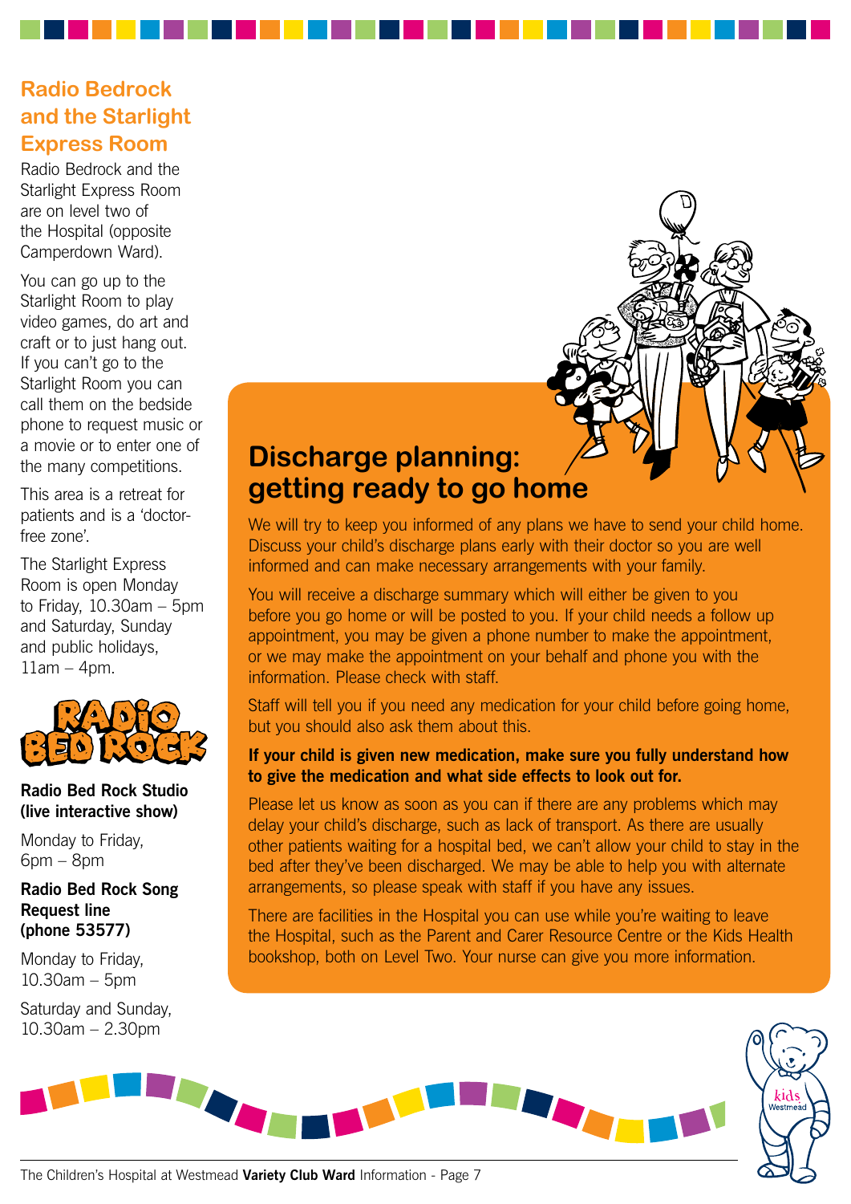## Radio Bedrock and the Starlight Express Room

Radio Bedrock and the Starlight Express Room are on level two of the Hospital (opposite Camperdown Ward).

You can go up to the Starlight Room to play video games, do art and craft or to just hang out. If you can't go to the Starlight Room you can call them on the bedside phone to request music or a movie or to enter one of the many competitions.

This area is a retreat for patients and is a 'doctor-free zone'.

The Starlight Express Room is open Monday to Friday, 10.30am – 5pm and Saturday, Sunday and public holidays, 11am – 4pm.

RADIO BED ROCK

**Radio Bed Rock Studio (live interactive show)**

Monday to Friday, 6pm – 8pm

**Radio Bed Rock Song Request line (phone 53577)**

Monday to Friday, 10.30am – 5pm

Saturday and Sunday, 10.30am – 2.30pm

## Discharge planning: getting ready to go home

We will try to keep you informed of any plans we have to send your child home. Discuss your child's discharge plans early with their doctor so you are well informed and can make necessary arrangements with your family.

You will receive a discharge summary which will either be given to you before you go home or will be posted to you. If your child needs a follow up appointment, you may be given a phone number to make the appointment, or we may make the appointment on your behalf and phone you with the information. Please check with staff.

Staff will tell you if you need any medication for your child before going home, but you should also ask them about this.

**If your child is given new medication, make sure you fully understand how to give the medication and what side effects to look out for.**

Please let us know as soon as you can if there are any problems which may delay your child's discharge, such as lack of transport. As there are usually other patients waiting for a hospital bed, we can't allow your child to stay in the bed after they've been discharged. We may be able to help you with alternate arrangements, so please speak with staff if you have any issues.

There are facilities in the Hospital you can use while you're waiting to leave the Hospital, such as the Parent and Carer Resource Centre or the Kids Health bookshop, both on Level Two. Your nurse can give you more information.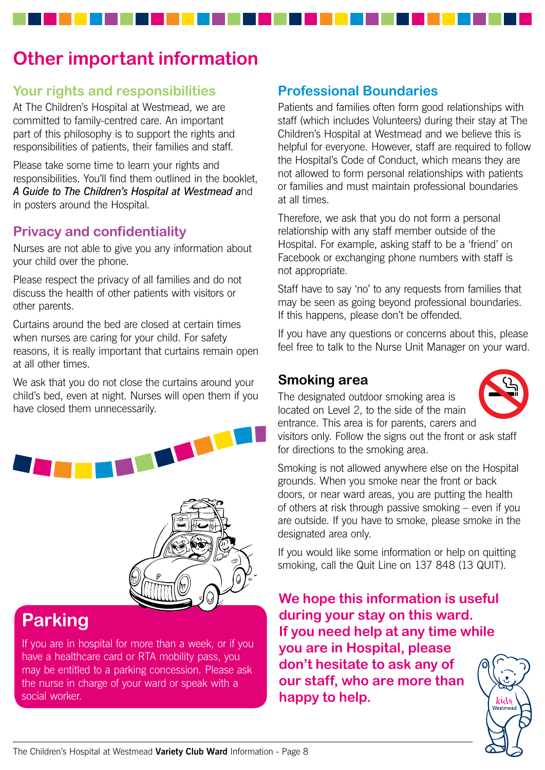# Other important information

## Your rights and responsibilities

At The Children's Hospital at Westmead, we are committed to family-centred care. An important part of this philosophy is to support the rights and responsibilities of patients, their families and staff.

Please take some time to learn your rights and responsibilities. You'll find them outlined in the booklet, *A Guide to The Children's Hospital at Westmead a*nd in posters around the Hospital.

## Privacy and confidentiality

Nurses are not able to give you any information about your child over the phone.

Please respect the privacy of all families and do not discuss the health of other patients with visitors or other parents.

Curtains around the bed are closed at certain times when nurses are caring for your child. For safety reasons, it is really important that curtains remain open at all other times.

We ask that you do not close the curtains around your child's bed, even at night. Nurses will open them if you have closed them unnecessarily.

## Parking

If you are in hospital for more than a week, or if you have a healthcare card or RTA mobility pass, you may be entitled to a parking concession. Please ask the nurse in charge of your ward or speak with a social worker.

## Professional Boundaries

Patients and families often form good relationships with staff (which includes Volunteers) during their stay at The Children's Hospital at Westmead and we believe this is helpful for everyone. However, staff are required to follow the Hospital's Code of Conduct, which means they are not allowed to form personal relationships with patients or families and must maintain professional boundaries at all times.

Therefore, we ask that you do not form a personal relationship with any staff member outside of the Hospital. For example, asking staff to be a 'friend' on Facebook or exchanging phone numbers with staff is not appropriate.

Staff have to say 'no' to any requests from families that may be seen as going beyond professional boundaries. If this happens, please don't be offended.

If you have any questions or concerns about this, please feel free to talk to the Nurse Unit Manager on your ward.

## Smoking area

The designated outdoor smoking area is located on Level 2, to the side of the main entrance. This area is for parents, carers and visitors only. Follow the signs out the front or ask staff for directions to the smoking area.

Smoking is not allowed anywhere else on the Hospital grounds. When you smoke near the front or back doors, or near ward areas, you are putting the health of others at risk through passive smoking – even if you are outside. If you have to smoke, please smoke in the designated area only.

If you would like some information or help on quitting smoking, call the Quit Line on 137 848 (13 QUIT).

**We hope this information is useful during your stay on this ward. If you need help at any time while you are in Hospital, please don't hesitate to ask any of our staff, who are more than happy to help.**